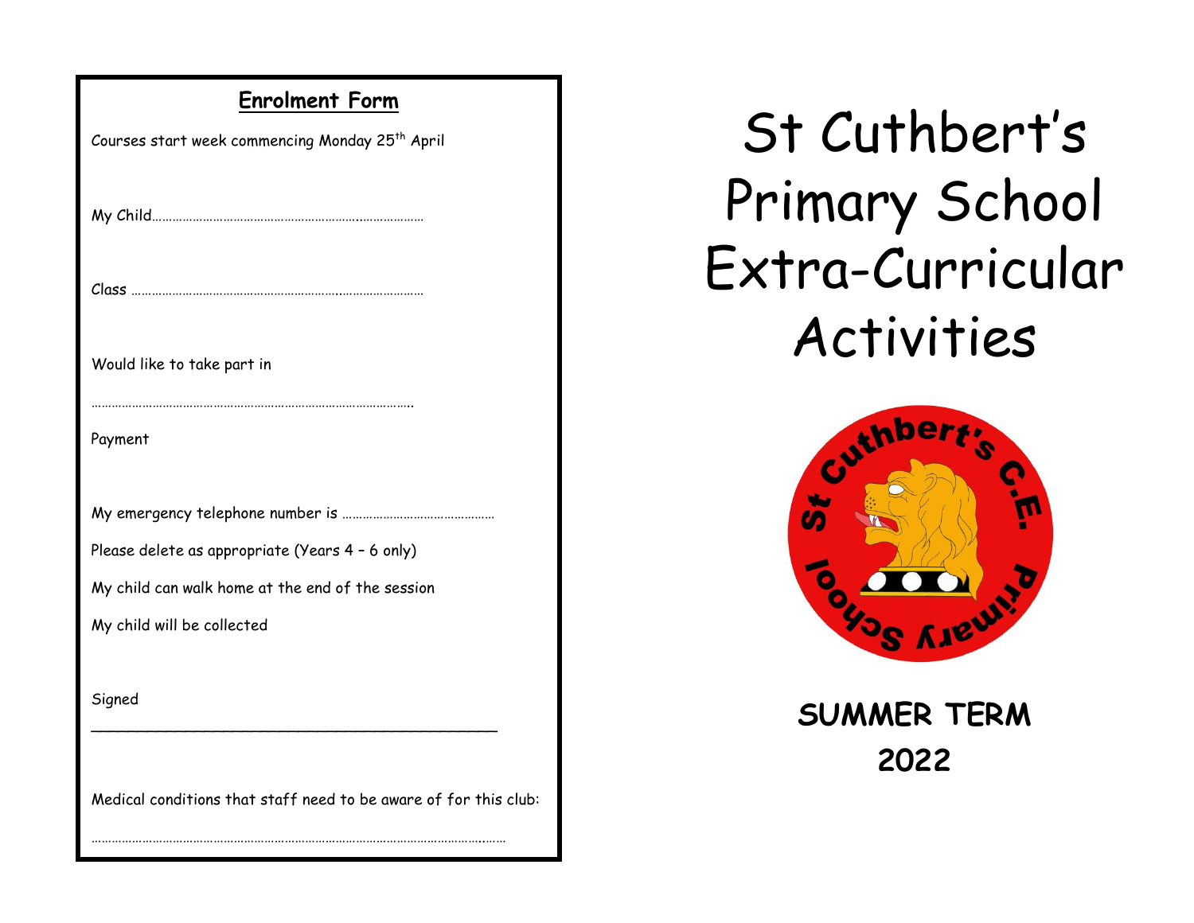## Enrolment Form

Courses start week commencing Monday 25th April

My Child……………………………………………………..………………

Class ……………………………………………………..……………………

Would like to take part in

……………………………………………………………………………….

Payment

My emergency telephone number is ……………………………………

Please delete as appropriate (Years 4 – 6 only)

My child can walk home at the end of the session

My child will be collected

Signed

\_\_\_\_\_\_\_\_\_\_\_\_\_\_\_\_\_\_\_\_\_\_\_\_\_\_\_\_\_\_\_\_\_\_\_\_\_\_\_\_\_\_\_\_\_\_

Medical conditions that staff need to be aware of for this club:

…………………………………………………………………………………………….……

# St Cuthbert's Primary School Extra-Curricular Activities

St Cuthbert's C.E. Primary School

**SUMMER TERM**

**2022**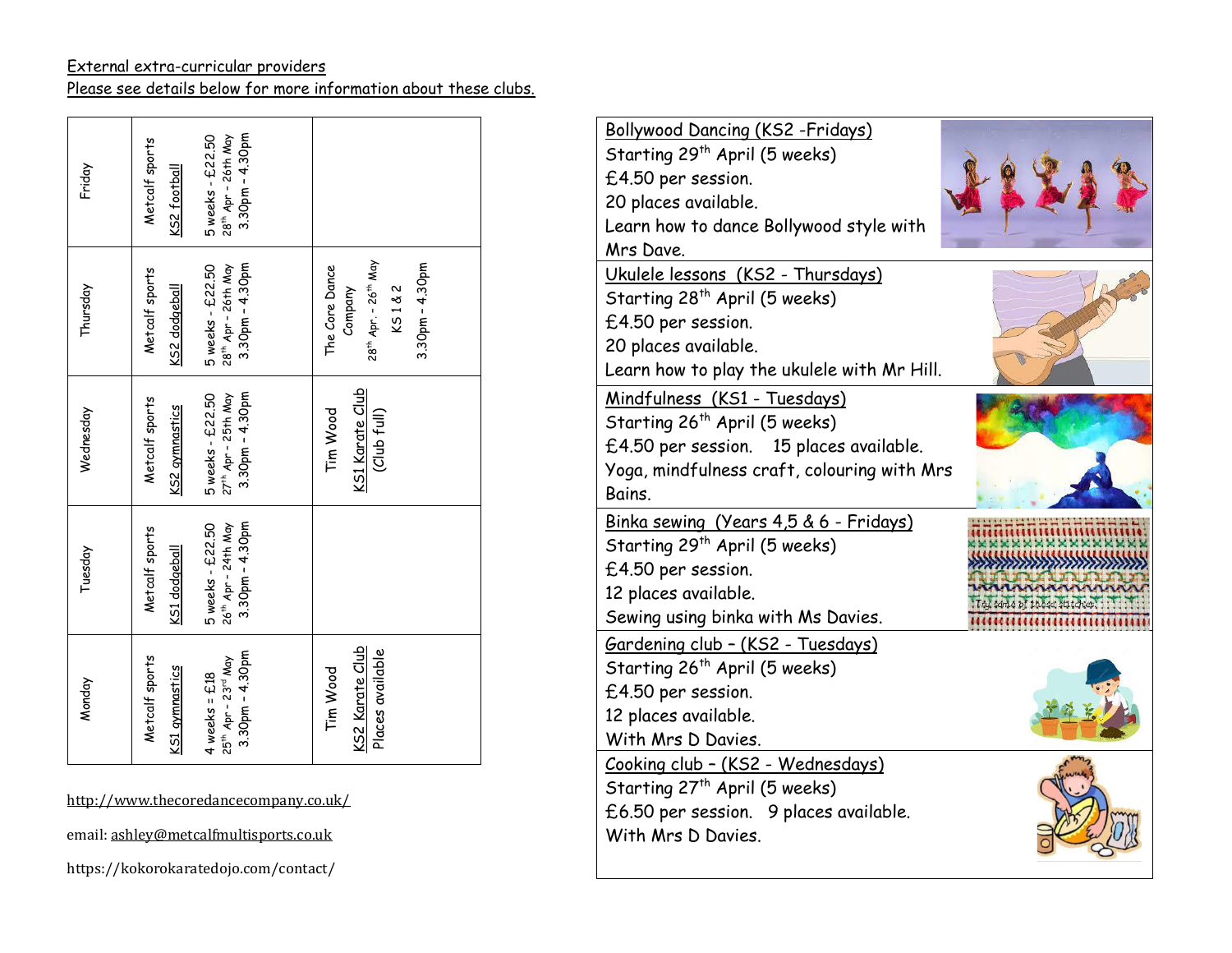External extra-curricular providers

Please see details below for more information about these clubs.

| Monday | Tuesday | Wednesday | Thursday | Friday |
|---|---|---|---|---|
| Metcalf sports<br>KS1 gymnastics<br>4 weeks = £18<br>25th Apr – 23rd May<br>3.30pm – 4.30pm | Metcalf sports<br>KS1 dodgeball<br>5 weeks - £22.50<br>26th Apr – 24th May<br>3.30pm – 4.30pm | Metcalf sports<br>KS2 gymnastics<br>5 weeks - £22.50<br>27th Apr – 25th May<br>3.30pm – 4.30pm | Metcalf sports<br>KS2 dodgeball<br>5 weeks - £22.50<br>28th Apr – 26th May<br>3.30pm – 4.30pm | Metcalf sports<br>KS2 football<br>5 weeks - £22.50<br>28th Apr – 26th May<br>3.30pm – 4.30pm |
| Tim Wood<br>KS2 Karate Club<br>Places available | | Tim Wood<br>KS1 Karate Club<br>(Club full) | The Core Dance Company<br>28th Apr. – 26th May<br>KS 1 & 2<br>3.30pm – 4.30pm | |

http://www.thecoredancecompany.co.uk/

email: ashley@metcalfmultisports.co.uk

https://kokorokaratedojo.com/contact/

**Bollywood Dancing (KS2 -Fridays)**
Starting 29th April (5 weeks)
£4.50 per session.
20 places available.
Learn how to dance Bollywood style with Mrs Dave.

**Ukulele lessons (KS2 - Thursdays)**
Starting 28th April (5 weeks)
£4.50 per session.
20 places available.
Learn how to play the ukulele with Mr Hill.

**Mindfulness (KS1 - Tuesdays)**
Starting 26th April (5 weeks)
£4.50 per session. 15 places available.
Yoga, mindfulness craft, colouring with Mrs Bains.

**Binka sewing (Years 4,5 & 6 - Fridays)**
Starting 29th April (5 weeks)
£4.50 per session.
12 places available.
Sewing using binka with Ms Davies.

**Gardening club – (KS2 - Tuesdays)**
Starting 26th April (5 weeks)
£4.50 per session.
12 places available.
With Mrs D Davies.

**Cooking club – (KS2 - Wednesdays)**
Starting 27th April (5 weeks)
£6.50 per session. 9 places available.
With Mrs D Davies.